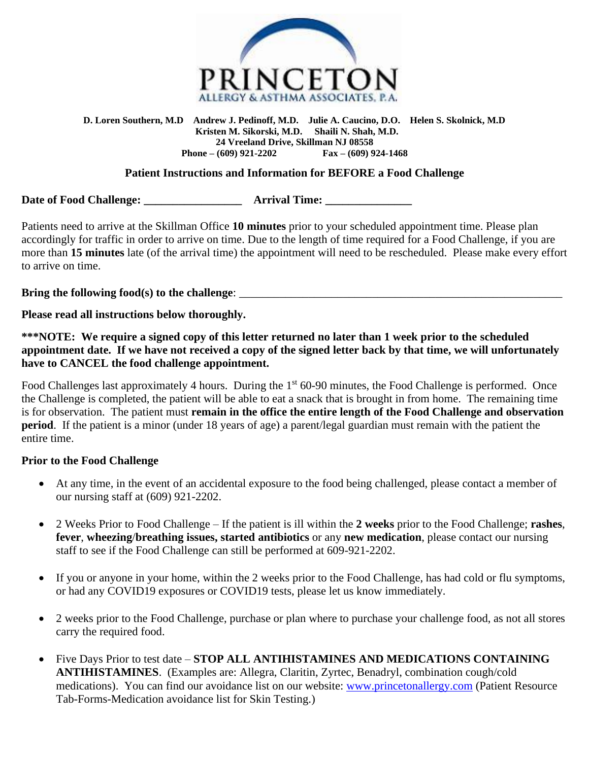**PRINCETON**
ALLERGY & ASTHMA ASSOCIATES, P.A.

**D. Loren Southern, M.D   Andrew J. Pedinoff, M.D.   Julie A. Caucino, D.O.   Helen S. Skolnick, M.D**
**Kristen M. Sikorski, M.D.   Shaili N. Shah, M.D.**
**24 Vreeland Drive, Skillman NJ 08558**
**Phone – (609) 921-2202   Fax – (609) 924-1468**

## Patient Instructions and Information for BEFORE a Food Challenge

**Date of Food Challenge: _________________   Arrival Time: _______________**

Patients need to arrive at the Skillman Office **10 minutes** prior to your scheduled appointment time. Please plan accordingly for traffic in order to arrive on time. Due to the length of time required for a Food Challenge, if you are more than **15 minutes** late (of the arrival time) the appointment will need to be rescheduled. Please make every effort to arrive on time.

**Bring the following food(s) to the challenge**: ___________________________________________________________

**Please read all instructions below thoroughly.**

**\*\*\*NOTE: We require a signed copy of this letter returned no later than 1 week prior to the scheduled appointment date. If we have not received a copy of the signed letter back by that time, we will unfortunately have to CANCEL the food challenge appointment.**

Food Challenges last approximately 4 hours. During the 1st 60-90 minutes, the Food Challenge is performed. Once the Challenge is completed, the patient will be able to eat a snack that is brought in from home. The remaining time is for observation. The patient must **remain in the office the entire length of the Food Challenge and observation period**. If the patient is a minor (under 18 years of age) a parent/legal guardian must remain with the patient the entire time.

**Prior to the Food Challenge**

- At any time, in the event of an accidental exposure to the food being challenged, please contact a member of our nursing staff at (609) 921-2202.
- 2 Weeks Prior to Food Challenge – If the patient is ill within the **2 weeks** prior to the Food Challenge; **rashes**, **fever**, **wheezing**/**breathing issues, started antibiotics** or any **new medication**, please contact our nursing staff to see if the Food Challenge can still be performed at 609-921-2202.
- If you or anyone in your home, within the 2 weeks prior to the Food Challenge, has had cold or flu symptoms, or had any COVID19 exposures or COVID19 tests, please let us know immediately.
- 2 weeks prior to the Food Challenge, purchase or plan where to purchase your challenge food, as not all stores carry the required food.
- Five Days Prior to test date – **STOP ALL ANTIHISTAMINES AND MEDICATIONS CONTAINING ANTIHISTAMINES**. (Examples are: Allegra, Claritin, Zyrtec, Benadryl, combination cough/cold medications). You can find our avoidance list on our website: [www.princetonallergy.com](http://www.princetonallergy.com) (Patient Resource Tab-Forms-Medication avoidance list for Skin Testing.)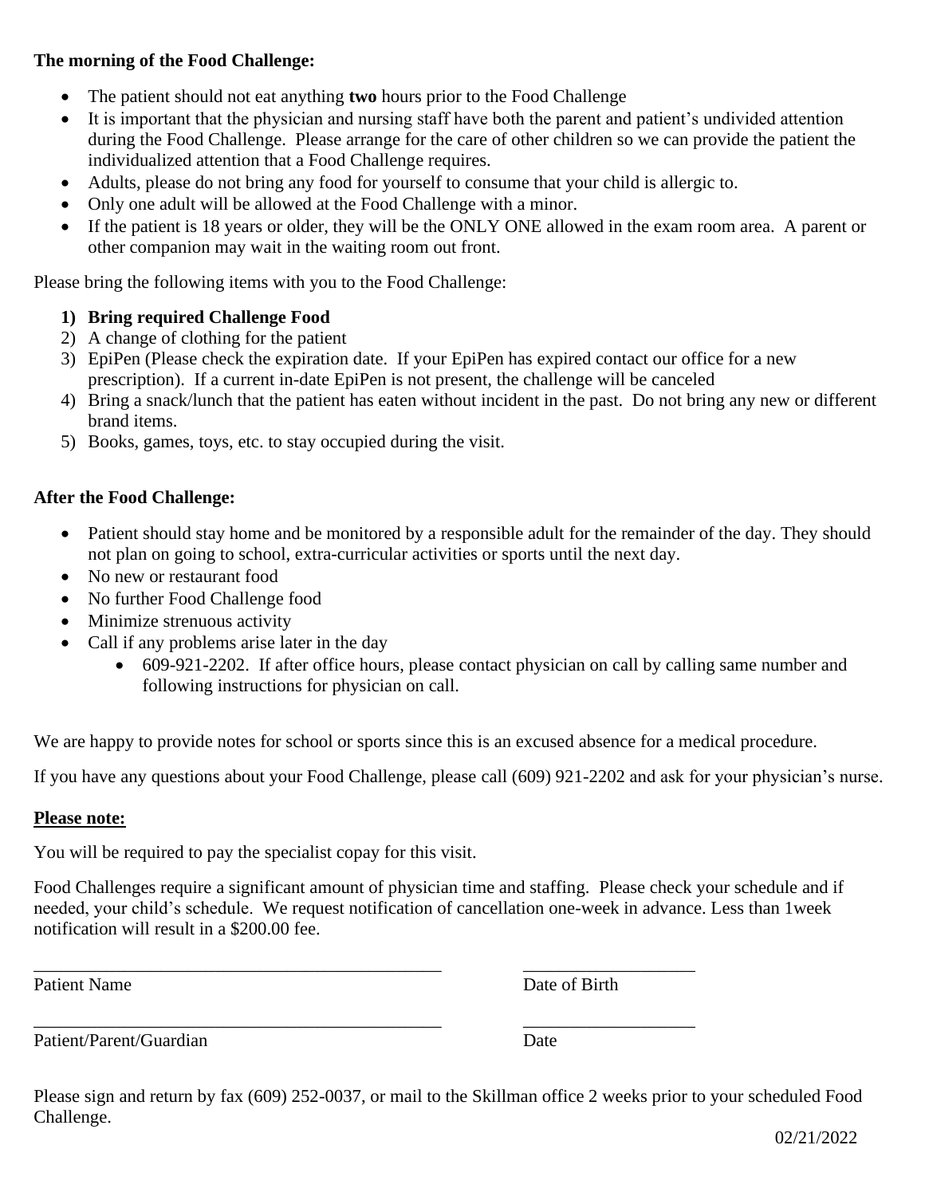**The morning of the Food Challenge:**

- The patient should not eat anything **two** hours prior to the Food Challenge
- It is important that the physician and nursing staff have both the parent and patient's undivided attention during the Food Challenge. Please arrange for the care of other children so we can provide the patient the individualized attention that a Food Challenge requires.
- Adults, please do not bring any food for yourself to consume that your child is allergic to.
- Only one adult will be allowed at the Food Challenge with a minor.
- If the patient is 18 years or older, they will be the ONLY ONE allowed in the exam room area. A parent or other companion may wait in the waiting room out front.

Please bring the following items with you to the Food Challenge:

1) **Bring required Challenge Food**
2) A change of clothing for the patient
3) EpiPen (Please check the expiration date. If your EpiPen has expired contact our office for a new prescription). If a current in-date EpiPen is not present, the challenge will be canceled
4) Bring a snack/lunch that the patient has eaten without incident in the past. Do not bring any new or different brand items.
5) Books, games, toys, etc. to stay occupied during the visit.

**After the Food Challenge:**

- Patient should stay home and be monitored by a responsible adult for the remainder of the day. They should not plan on going to school, extra-curricular activities or sports until the next day.
- No new or restaurant food
- No further Food Challenge food
- Minimize strenuous activity
- Call if any problems arise later in the day
  - 609-921-2202. If after office hours, please contact physician on call by calling same number and following instructions for physician on call.

We are happy to provide notes for school or sports since this is an excused absence for a medical procedure.

If you have any questions about your Food Challenge, please call (609) 921-2202 and ask for your physician's nurse.

**Please note:**

You will be required to pay the specialist copay for this visit.

Food Challenges require a significant amount of physician time and staffing. Please check your schedule and if needed, your child's schedule. We request notification of cancellation one-week in advance. Less than 1week notification will result in a $200.00 fee.

_______________________________________________ ___________________

Patient Name Date of Birth

_______________________________________________ ___________________

Patient/Parent/Guardian Date

Please sign and return by fax (609) 252-0037, or mail to the Skillman office 2 weeks prior to your scheduled Food Challenge.

02/21/2022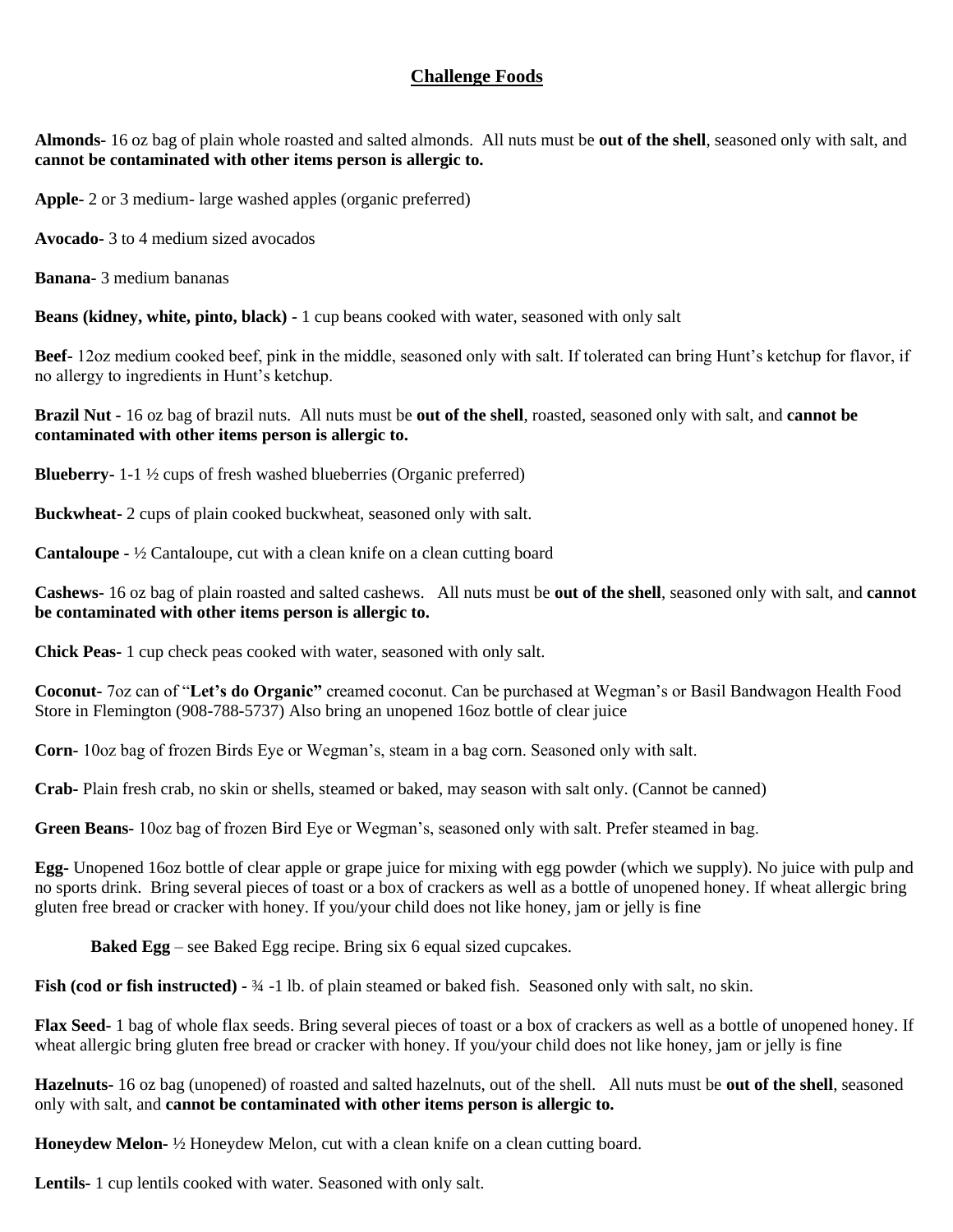## Challenge Foods

**Almonds-** 16 oz bag of plain whole roasted and salted almonds. All nuts must be **out of the shell**, seasoned only with salt, and **cannot be contaminated with other items person is allergic to.**

**Apple-** 2 or 3 medium- large washed apples (organic preferred)

**Avocado-** 3 to 4 medium sized avocados

**Banana-** 3 medium bananas

**Beans (kidney, white, pinto, black) -** 1 cup beans cooked with water, seasoned with only salt

**Beef-** 12oz medium cooked beef, pink in the middle, seasoned only with salt. If tolerated can bring Hunt's ketchup for flavor, if no allergy to ingredients in Hunt's ketchup.

**Brazil Nut -** 16 oz bag of brazil nuts. All nuts must be **out of the shell**, roasted, seasoned only with salt, and **cannot be contaminated with other items person is allergic to.**

**Blueberry-** 1-1 ½ cups of fresh washed blueberries (Organic preferred)

**Buckwheat-** 2 cups of plain cooked buckwheat, seasoned only with salt.

**Cantaloupe -** ½ Cantaloupe, cut with a clean knife on a clean cutting board

**Cashews-** 16 oz bag of plain roasted and salted cashews. All nuts must be **out of the shell**, seasoned only with salt, and **cannot be contaminated with other items person is allergic to.**

**Chick Peas-** 1 cup check peas cooked with water, seasoned with only salt.

**Coconut-** 7oz can of "**Let's do Organic"** creamed coconut. Can be purchased at Wegman's or Basil Bandwagon Health Food Store in Flemington (908-788-5737) Also bring an unopened 16oz bottle of clear juice

**Corn-** 10oz bag of frozen Birds Eye or Wegman's, steam in a bag corn. Seasoned only with salt.

**Crab-** Plain fresh crab, no skin or shells, steamed or baked, may season with salt only. (Cannot be canned)

**Green Beans-** 10oz bag of frozen Bird Eye or Wegman's, seasoned only with salt. Prefer steamed in bag.

**Egg-** Unopened 16oz bottle of clear apple or grape juice for mixing with egg powder (which we supply). No juice with pulp and no sports drink. Bring several pieces of toast or a box of crackers as well as a bottle of unopened honey. If wheat allergic bring gluten free bread or cracker with honey. If you/your child does not like honey, jam or jelly is fine

> **Baked Egg** – see Baked Egg recipe. Bring six 6 equal sized cupcakes.

**Fish (cod or fish instructed) -** ¾ -1 lb. of plain steamed or baked fish. Seasoned only with salt, no skin.

**Flax Seed-** 1 bag of whole flax seeds. Bring several pieces of toast or a box of crackers as well as a bottle of unopened honey. If wheat allergic bring gluten free bread or cracker with honey. If you/your child does not like honey, jam or jelly is fine

**Hazelnuts-** 16 oz bag (unopened) of roasted and salted hazelnuts, out of the shell. All nuts must be **out of the shell**, seasoned only with salt, and **cannot be contaminated with other items person is allergic to.**

**Honeydew Melon-** ½ Honeydew Melon, cut with a clean knife on a clean cutting board.

**Lentils-** 1 cup lentils cooked with water. Seasoned with only salt.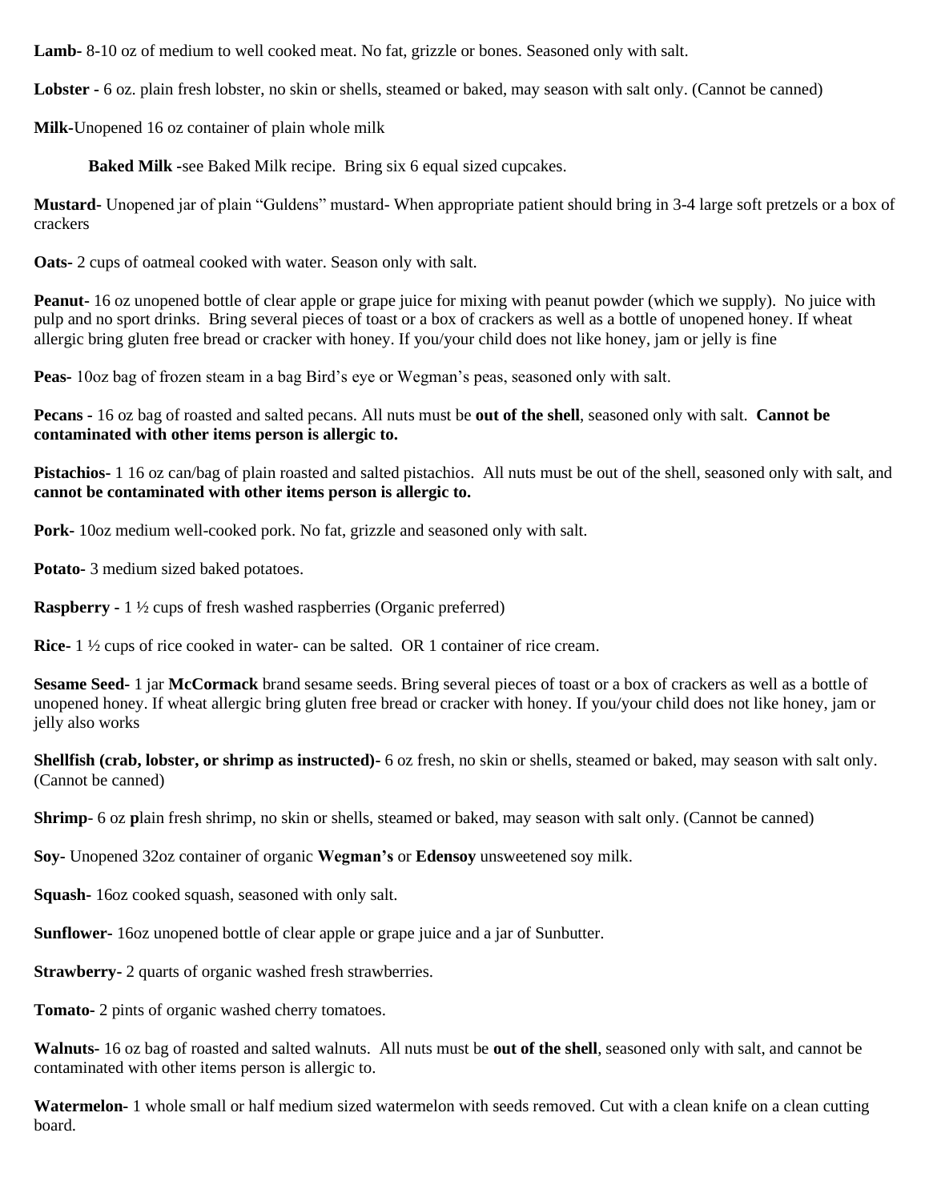**Lamb-** 8-10 oz of medium to well cooked meat. No fat, grizzle or bones. Seasoned only with salt.

**Lobster -** 6 oz. plain fresh lobster, no skin or shells, steamed or baked, may season with salt only. (Cannot be canned)

**Milk-**Unopened 16 oz container of plain whole milk

**Baked Milk** -see Baked Milk recipe. Bring six 6 equal sized cupcakes.

**Mustard-** Unopened jar of plain "Guldens" mustard- When appropriate patient should bring in 3-4 large soft pretzels or a box of crackers

**Oats-** 2 cups of oatmeal cooked with water. Season only with salt.

**Peanut-** 16 oz unopened bottle of clear apple or grape juice for mixing with peanut powder (which we supply). No juice with pulp and no sport drinks. Bring several pieces of toast or a box of crackers as well as a bottle of unopened honey. If wheat allergic bring gluten free bread or cracker with honey. If you/your child does not like honey, jam or jelly is fine

**Peas-** 10oz bag of frozen steam in a bag Bird's eye or Wegman's peas, seasoned only with salt.

**Pecans -** 16 oz bag of roasted and salted pecans. All nuts must be **out of the shell**, seasoned only with salt. **Cannot be contaminated with other items person is allergic to.**

**Pistachios-** 1 16 oz can/bag of plain roasted and salted pistachios. All nuts must be out of the shell, seasoned only with salt, and **cannot be contaminated with other items person is allergic to.**

**Pork-** 10oz medium well-cooked pork. No fat, grizzle and seasoned only with salt.

**Potato-** 3 medium sized baked potatoes.

**Raspberry -** 1 ½ cups of fresh washed raspberries (Organic preferred)

**Rice-** 1 ½ cups of rice cooked in water- can be salted. OR 1 container of rice cream.

**Sesame Seed-** 1 jar **McCormack** brand sesame seeds. Bring several pieces of toast or a box of crackers as well as a bottle of unopened honey. If wheat allergic bring gluten free bread or cracker with honey. If you/your child does not like honey, jam or jelly also works

**Shellfish (crab, lobster, or shrimp as instructed)-** 6 oz fresh, no skin or shells, steamed or baked, may season with salt only. (Cannot be canned)

**Shrimp-** 6 oz **p**lain fresh shrimp, no skin or shells, steamed or baked, may season with salt only. (Cannot be canned)

**Soy-** Unopened 32oz container of organic **Wegman's** or **Edensoy** unsweetened soy milk.

**Squash-** 16oz cooked squash, seasoned with only salt.

**Sunflower-** 16oz unopened bottle of clear apple or grape juice and a jar of Sunbutter.

**Strawberry-** 2 quarts of organic washed fresh strawberries.

**Tomato-** 2 pints of organic washed cherry tomatoes.

**Walnuts-** 16 oz bag of roasted and salted walnuts. All nuts must be **out of the shell**, seasoned only with salt, and cannot be contaminated with other items person is allergic to.

**Watermelon-** 1 whole small or half medium sized watermelon with seeds removed. Cut with a clean knife on a clean cutting board.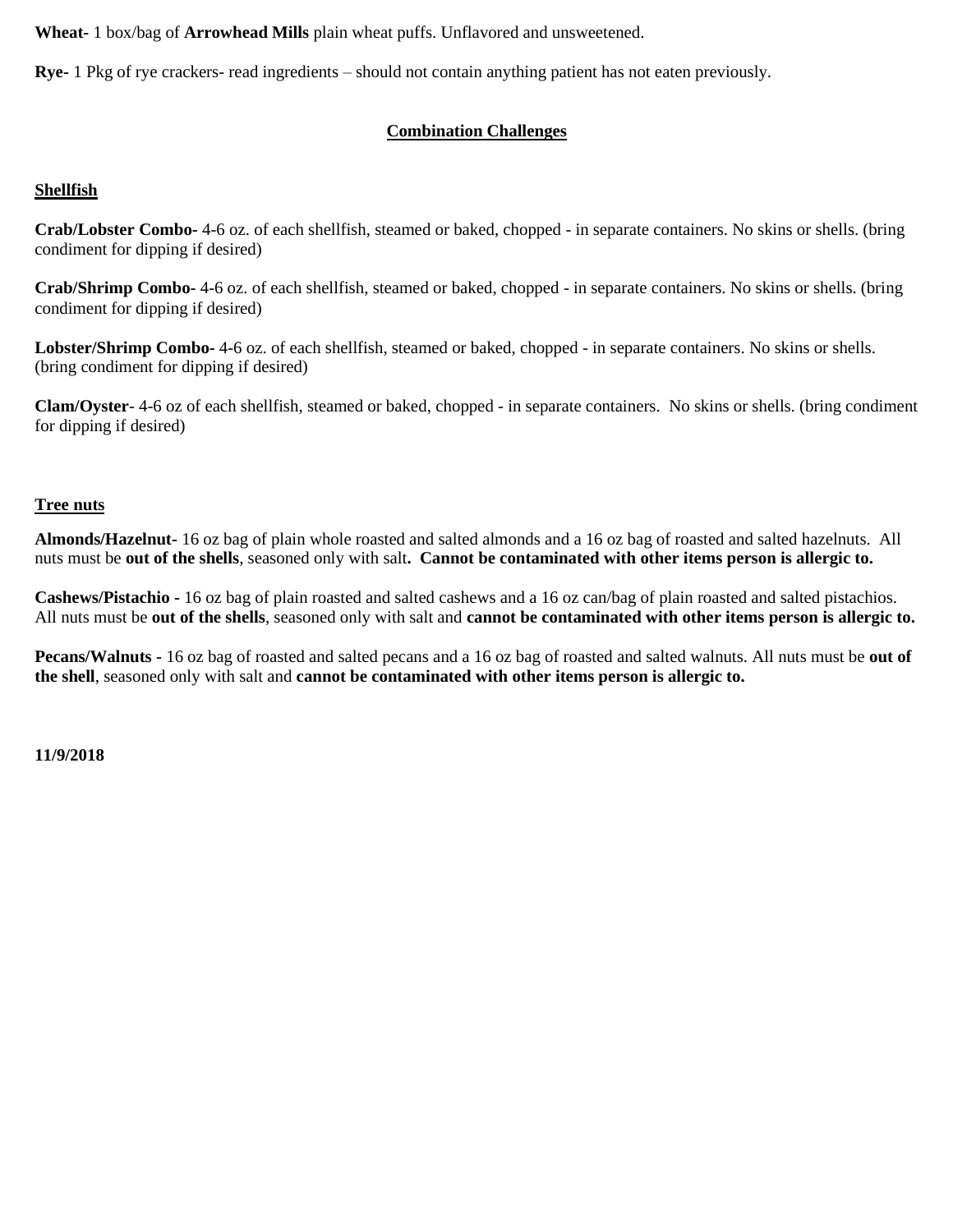**Wheat-** 1 box/bag of **Arrowhead Mills** plain wheat puffs. Unflavored and unsweetened.

**Rye-** 1 Pkg of rye crackers- read ingredients – should not contain anything patient has not eaten previously.

## Combination Challenges

### Shellfish

**Crab/Lobster Combo-** 4-6 oz. of each shellfish, steamed or baked, chopped - in separate containers. No skins or shells. (bring condiment for dipping if desired)

**Crab/Shrimp Combo-** 4-6 oz. of each shellfish, steamed or baked, chopped - in separate containers. No skins or shells. (bring condiment for dipping if desired)

**Lobster/Shrimp Combo-** 4-6 oz. of each shellfish, steamed or baked, chopped - in separate containers. No skins or shells. (bring condiment for dipping if desired)

**Clam/Oyster**- 4-6 oz of each shellfish, steamed or baked, chopped - in separate containers. No skins or shells. (bring condiment for dipping if desired)

### Tree nuts

**Almonds/Hazelnut-** 16 oz bag of plain whole roasted and salted almonds and a 16 oz bag of roasted and salted hazelnuts. All nuts must be **out of the shells**, seasoned only with salt**. Cannot be contaminated with other items person is allergic to.**

**Cashews/Pistachio -** 16 oz bag of plain roasted and salted cashews and a 16 oz can/bag of plain roasted and salted pistachios. All nuts must be **out of the shells**, seasoned only with salt and **cannot be contaminated with other items person is allergic to.**

**Pecans/Walnuts -** 16 oz bag of roasted and salted pecans and a 16 oz bag of roasted and salted walnuts. All nuts must be **out of the shell**, seasoned only with salt and **cannot be contaminated with other items person is allergic to.**

**11/9/2018**